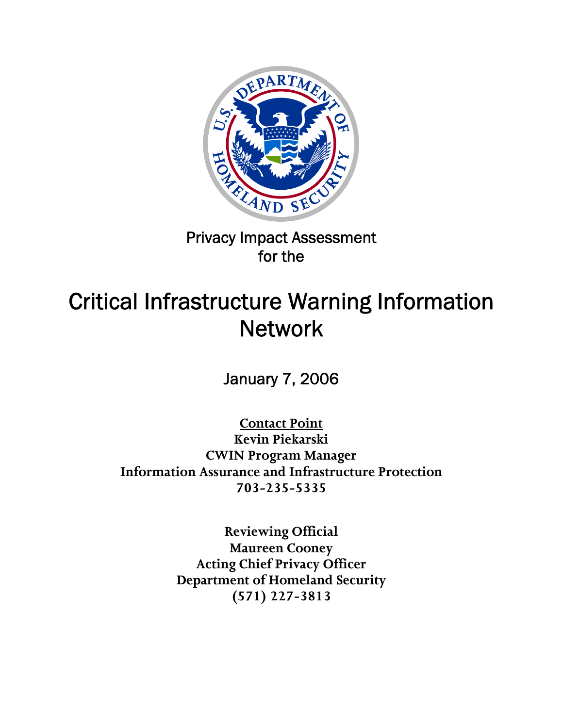Privacy Impact Assessment
for the

# Critical Infrastructure Warning Information Network

January 7, 2006

**Contact Point**
**Kevin Piekarski**
**CWIN Program Manager**
**Information Assurance and Infrastructure Protection**
**703-235-5335**

**Reviewing Official**
**Maureen Cooney**
**Acting Chief Privacy Officer**
**Department of Homeland Security**
**(571) 227-3813**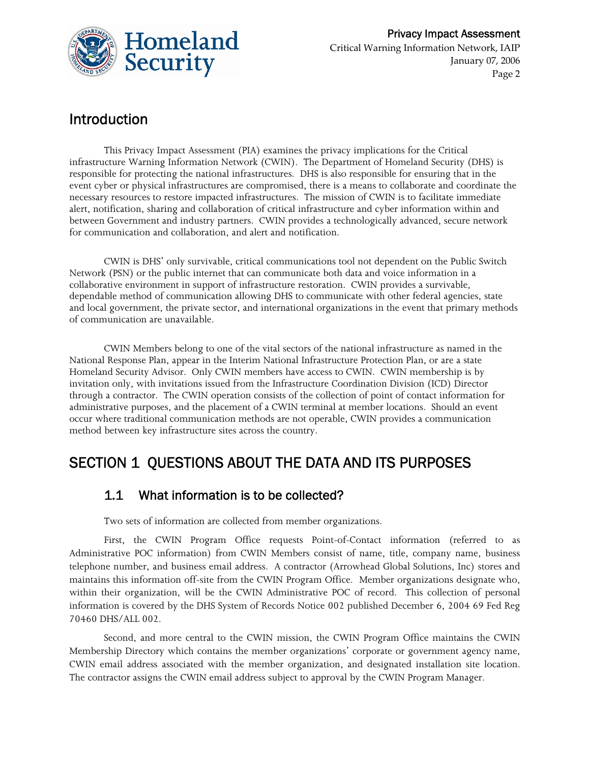## Introduction

This Privacy Impact Assessment (PIA) examines the privacy implications for the Critical infrastructure Warning Information Network (CWIN). The Department of Homeland Security (DHS) is responsible for protecting the national infrastructures. DHS is also responsible for ensuring that in the event cyber or physical infrastructures are compromised, there is a means to collaborate and coordinate the necessary resources to restore impacted infrastructures. The mission of CWIN is to facilitate immediate alert, notification, sharing and collaboration of critical infrastructure and cyber information within and between Government and industry partners. CWIN provides a technologically advanced, secure network for communication and collaboration, and alert and notification.

CWIN is DHS' only survivable, critical communications tool not dependent on the Public Switch Network (PSN) or the public internet that can communicate both data and voice information in a collaborative environment in support of infrastructure restoration. CWIN provides a survivable, dependable method of communication allowing DHS to communicate with other federal agencies, state and local government, the private sector, and international organizations in the event that primary methods of communication are unavailable.

CWIN Members belong to one of the vital sectors of the national infrastructure as named in the National Response Plan, appear in the Interim National Infrastructure Protection Plan, or are a state Homeland Security Advisor. Only CWIN members have access to CWIN. CWIN membership is by invitation only, with invitations issued from the Infrastructure Coordination Division (ICD) Director through a contractor. The CWIN operation consists of the collection of point of contact information for administrative purposes, and the placement of a CWIN terminal at member locations. Should an event occur where traditional communication methods are not operable, CWIN provides a communication method between key infrastructure sites across the country.

# SECTION 1 QUESTIONS ABOUT THE DATA AND ITS PURPOSES

## 1.1 What information is to be collected?

Two sets of information are collected from member organizations.

First, the CWIN Program Office requests Point-of-Contact information (referred to as Administrative POC information) from CWIN Members consist of name, title, company name, business telephone number, and business email address. A contractor (Arrowhead Global Solutions, Inc) stores and maintains this information off-site from the CWIN Program Office. Member organizations designate who, within their organization, will be the CWIN Administrative POC of record. This collection of personal information is covered by the DHS System of Records Notice 002 published December 6, 2004 69 Fed Reg 70460 DHS/ALL 002.

Second, and more central to the CWIN mission, the CWIN Program Office maintains the CWIN Membership Directory which contains the member organizations' corporate or government agency name, CWIN email address associated with the member organization, and designated installation site location. The contractor assigns the CWIN email address subject to approval by the CWIN Program Manager.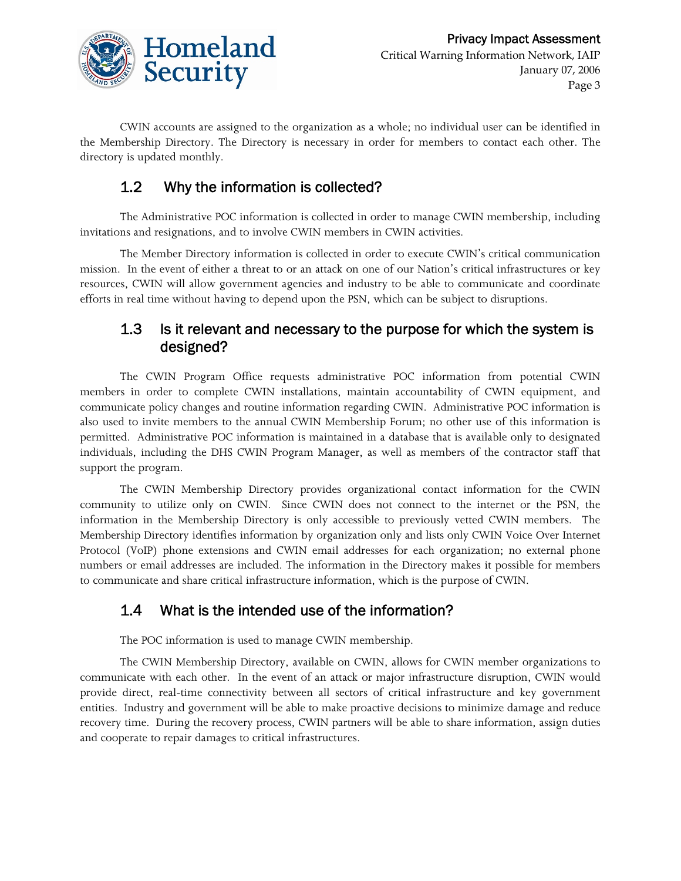CWIN accounts are assigned to the organization as a whole; no individual user can be identified in the Membership Directory. The Directory is necessary in order for members to contact each other. The directory is updated monthly.

## 1.2 Why the information is collected?

The Administrative POC information is collected in order to manage CWIN membership, including invitations and resignations, and to involve CWIN members in CWIN activities.

The Member Directory information is collected in order to execute CWIN's critical communication mission. In the event of either a threat to or an attack on one of our Nation's critical infrastructures or key resources, CWIN will allow government agencies and industry to be able to communicate and coordinate efforts in real time without having to depend upon the PSN, which can be subject to disruptions.

## 1.3 Is it relevant and necessary to the purpose for which the system is designed?

The CWIN Program Office requests administrative POC information from potential CWIN members in order to complete CWIN installations, maintain accountability of CWIN equipment, and communicate policy changes and routine information regarding CWIN. Administrative POC information is also used to invite members to the annual CWIN Membership Forum; no other use of this information is permitted. Administrative POC information is maintained in a database that is available only to designated individuals, including the DHS CWIN Program Manager, as well as members of the contractor staff that support the program.

The CWIN Membership Directory provides organizational contact information for the CWIN community to utilize only on CWIN. Since CWIN does not connect to the internet or the PSN, the information in the Membership Directory is only accessible to previously vetted CWIN members. The Membership Directory identifies information by organization only and lists only CWIN Voice Over Internet Protocol (VoIP) phone extensions and CWIN email addresses for each organization; no external phone numbers or email addresses are included. The information in the Directory makes it possible for members to communicate and share critical infrastructure information, which is the purpose of CWIN.

## 1.4 What is the intended use of the information?

The POC information is used to manage CWIN membership.

The CWIN Membership Directory, available on CWIN, allows for CWIN member organizations to communicate with each other. In the event of an attack or major infrastructure disruption, CWIN would provide direct, real-time connectivity between all sectors of critical infrastructure and key government entities. Industry and government will be able to make proactive decisions to minimize damage and reduce recovery time. During the recovery process, CWIN partners will be able to share information, assign duties and cooperate to repair damages to critical infrastructures.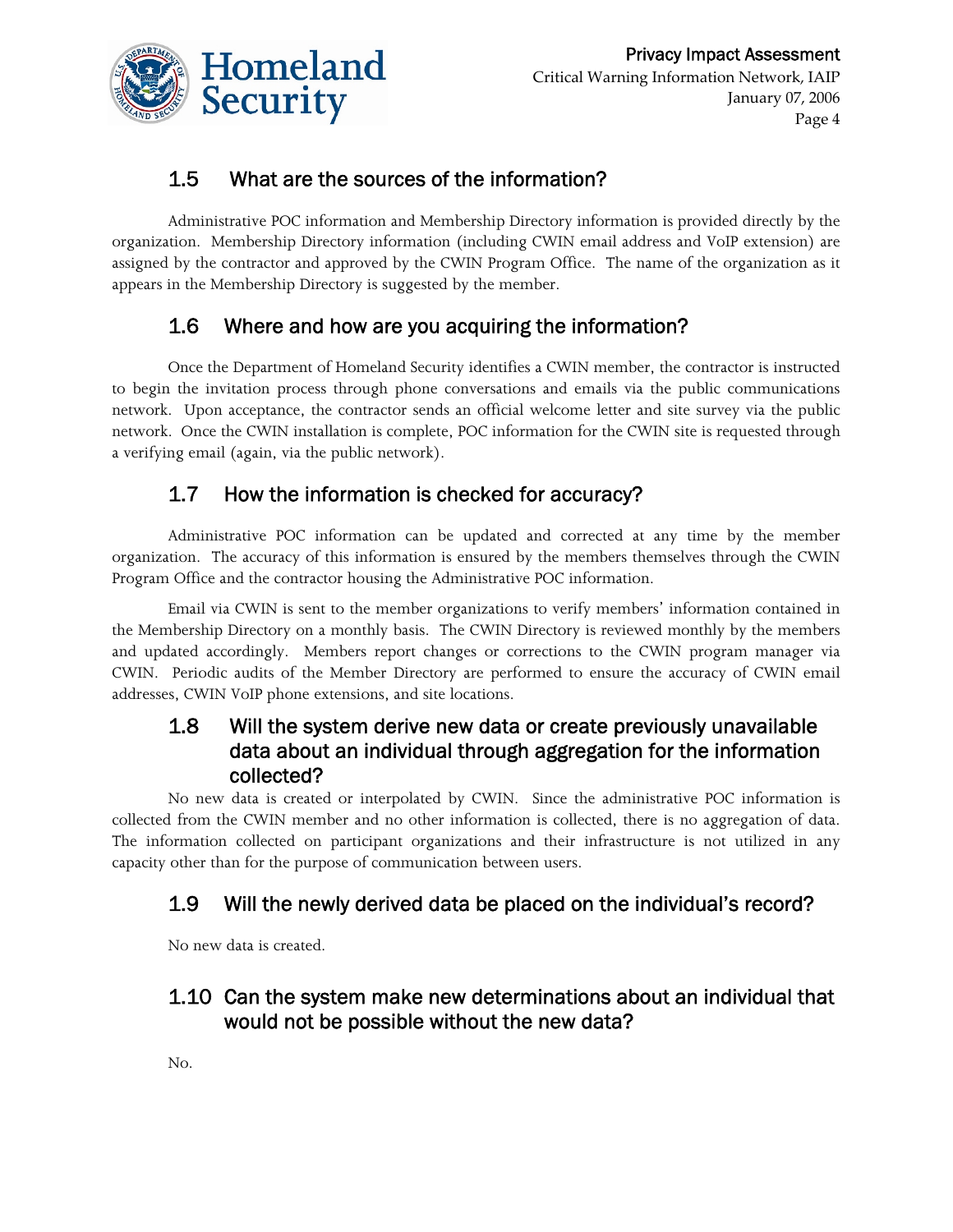## 1.5 What are the sources of the information?

Administrative POC information and Membership Directory information is provided directly by the organization. Membership Directory information (including CWIN email address and VoIP extension) are assigned by the contractor and approved by the CWIN Program Office. The name of the organization as it appears in the Membership Directory is suggested by the member.

## 1.6 Where and how are you acquiring the information?

Once the Department of Homeland Security identifies a CWIN member, the contractor is instructed to begin the invitation process through phone conversations and emails via the public communications network. Upon acceptance, the contractor sends an official welcome letter and site survey via the public network. Once the CWIN installation is complete, POC information for the CWIN site is requested through a verifying email (again, via the public network).

## 1.7 How the information is checked for accuracy?

Administrative POC information can be updated and corrected at any time by the member organization. The accuracy of this information is ensured by the members themselves through the CWIN Program Office and the contractor housing the Administrative POC information.

Email via CWIN is sent to the member organizations to verify members' information contained in the Membership Directory on a monthly basis. The CWIN Directory is reviewed monthly by the members and updated accordingly. Members report changes or corrections to the CWIN program manager via CWIN. Periodic audits of the Member Directory are performed to ensure the accuracy of CWIN email addresses, CWIN VoIP phone extensions, and site locations.

## 1.8 Will the system derive new data or create previously unavailable data about an individual through aggregation for the information collected?

No new data is created or interpolated by CWIN. Since the administrative POC information is collected from the CWIN member and no other information is collected, there is no aggregation of data. The information collected on participant organizations and their infrastructure is not utilized in any capacity other than for the purpose of communication between users.

## 1.9 Will the newly derived data be placed on the individual's record?

No new data is created.

## 1.10 Can the system make new determinations about an individual that would not be possible without the new data?

No.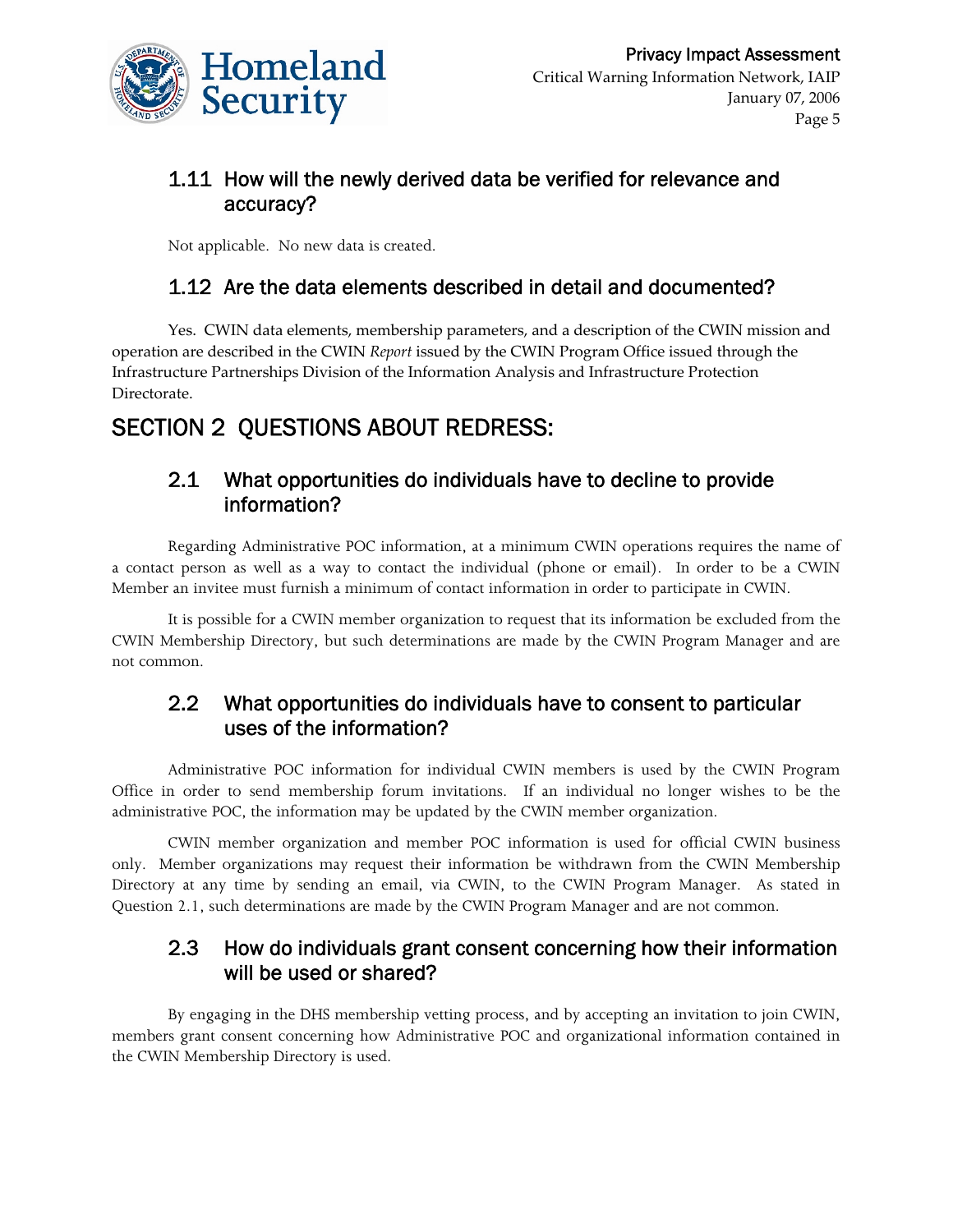### 1.11 How will the newly derived data be verified for relevance and accuracy?

Not applicable. No new data is created.

### 1.12 Are the data elements described in detail and documented?

Yes. CWIN data elements, membership parameters, and a description of the CWIN mission and operation are described in the CWIN *Report* issued by the CWIN Program Office issued through the Infrastructure Partnerships Division of the Information Analysis and Infrastructure Protection Directorate.

## SECTION 2 QUESTIONS ABOUT REDRESS:

### 2.1 What opportunities do individuals have to decline to provide information?

Regarding Administrative POC information, at a minimum CWIN operations requires the name of a contact person as well as a way to contact the individual (phone or email). In order to be a CWIN Member an invitee must furnish a minimum of contact information in order to participate in CWIN.

It is possible for a CWIN member organization to request that its information be excluded from the CWIN Membership Directory, but such determinations are made by the CWIN Program Manager and are not common.

### 2.2 What opportunities do individuals have to consent to particular uses of the information?

Administrative POC information for individual CWIN members is used by the CWIN Program Office in order to send membership forum invitations. If an individual no longer wishes to be the administrative POC, the information may be updated by the CWIN member organization.

CWIN member organization and member POC information is used for official CWIN business only. Member organizations may request their information be withdrawn from the CWIN Membership Directory at any time by sending an email, via CWIN, to the CWIN Program Manager. As stated in Question 2.1, such determinations are made by the CWIN Program Manager and are not common.

### 2.3 How do individuals grant consent concerning how their information will be used or shared?

By engaging in the DHS membership vetting process, and by accepting an invitation to join CWIN, members grant consent concerning how Administrative POC and organizational information contained in the CWIN Membership Directory is used.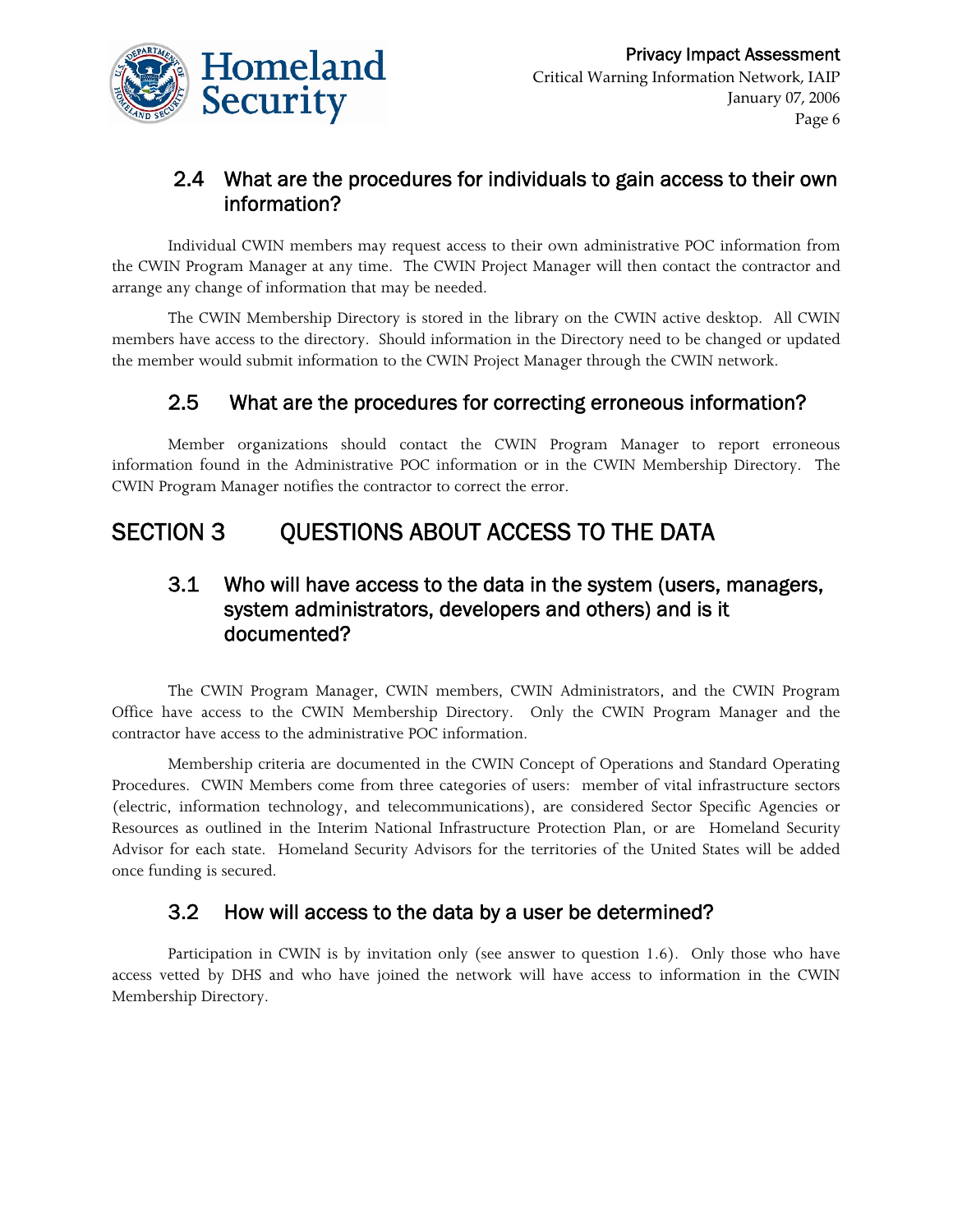### 2.4 What are the procedures for individuals to gain access to their own information?

Individual CWIN members may request access to their own administrative POC information from the CWIN Program Manager at any time. The CWIN Project Manager will then contact the contractor and arrange any change of information that may be needed.

The CWIN Membership Directory is stored in the library on the CWIN active desktop. All CWIN members have access to the directory. Should information in the Directory need to be changed or updated the member would submit information to the CWIN Project Manager through the CWIN network.

### 2.5 What are the procedures for correcting erroneous information?

Member organizations should contact the CWIN Program Manager to report erroneous information found in the Administrative POC information or in the CWIN Membership Directory. The CWIN Program Manager notifies the contractor to correct the error.

## SECTION 3 QUESTIONS ABOUT ACCESS TO THE DATA

### 3.1 Who will have access to the data in the system (users, managers, system administrators, developers and others) and is it documented?

The CWIN Program Manager, CWIN members, CWIN Administrators, and the CWIN Program Office have access to the CWIN Membership Directory. Only the CWIN Program Manager and the contractor have access to the administrative POC information.

Membership criteria are documented in the CWIN Concept of Operations and Standard Operating Procedures. CWIN Members come from three categories of users: member of vital infrastructure sectors (electric, information technology, and telecommunications), are considered Sector Specific Agencies or Resources as outlined in the Interim National Infrastructure Protection Plan, or are Homeland Security Advisor for each state. Homeland Security Advisors for the territories of the United States will be added once funding is secured.

### 3.2 How will access to the data by a user be determined?

Participation in CWIN is by invitation only (see answer to question 1.6). Only those who have access vetted by DHS and who have joined the network will have access to information in the CWIN Membership Directory.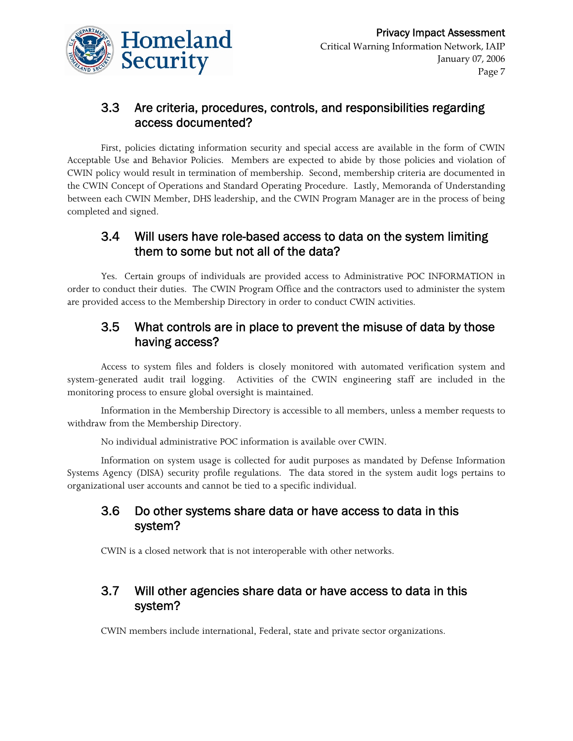## 3.3 Are criteria, procedures, controls, and responsibilities regarding access documented?

First, policies dictating information security and special access are available in the form of CWIN Acceptable Use and Behavior Policies. Members are expected to abide by those policies and violation of CWIN policy would result in termination of membership. Second, membership criteria are documented in the CWIN Concept of Operations and Standard Operating Procedure. Lastly, Memoranda of Understanding between each CWIN Member, DHS leadership, and the CWIN Program Manager are in the process of being completed and signed.

## 3.4 Will users have role-based access to data on the system limiting them to some but not all of the data?

Yes. Certain groups of individuals are provided access to Administrative POC INFORMATION in order to conduct their duties. The CWIN Program Office and the contractors used to administer the system are provided access to the Membership Directory in order to conduct CWIN activities.

## 3.5 What controls are in place to prevent the misuse of data by those having access?

Access to system files and folders is closely monitored with automated verification system and system-generated audit trail logging. Activities of the CWIN engineering staff are included in the monitoring process to ensure global oversight is maintained.

Information in the Membership Directory is accessible to all members, unless a member requests to withdraw from the Membership Directory.

No individual administrative POC information is available over CWIN.

Information on system usage is collected for audit purposes as mandated by Defense Information Systems Agency (DISA) security profile regulations. The data stored in the system audit logs pertains to organizational user accounts and cannot be tied to a specific individual.

## 3.6 Do other systems share data or have access to data in this system?

CWIN is a closed network that is not interoperable with other networks.

## 3.7 Will other agencies share data or have access to data in this system?

CWIN members include international, Federal, state and private sector organizations.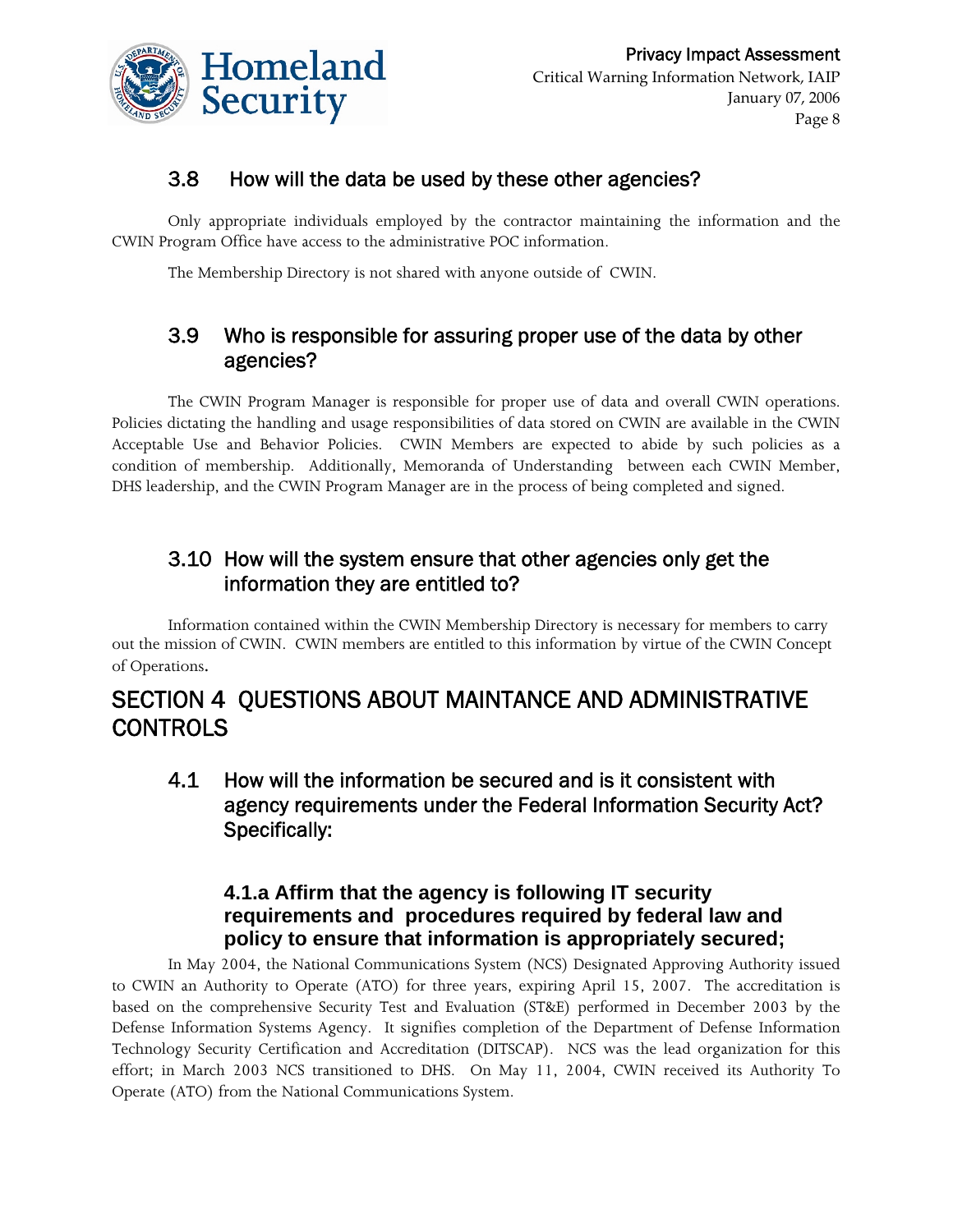### 3.8 How will the data be used by these other agencies?

Only appropriate individuals employed by the contractor maintaining the information and the CWIN Program Office have access to the administrative POC information.

The Membership Directory is not shared with anyone outside of CWIN.

### 3.9 Who is responsible for assuring proper use of the data by other agencies?

The CWIN Program Manager is responsible for proper use of data and overall CWIN operations. Policies dictating the handling and usage responsibilities of data stored on CWIN are available in the CWIN Acceptable Use and Behavior Policies. CWIN Members are expected to abide by such policies as a condition of membership. Additionally, Memoranda of Understanding between each CWIN Member, DHS leadership, and the CWIN Program Manager are in the process of being completed and signed.

### 3.10 How will the system ensure that other agencies only get the information they are entitled to?

Information contained within the CWIN Membership Directory is necessary for members to carry out the mission of CWIN. CWIN members are entitled to this information by virtue of the CWIN Concept of Operations.

## SECTION 4 QUESTIONS ABOUT MAINTANCE AND ADMINISTRATIVE CONTROLS

### 4.1 How will the information be secured and is it consistent with agency requirements under the Federal Information Security Act? Specifically:

#### 4.1.a Affirm that the agency is following IT security requirements and procedures required by federal law and policy to ensure that information is appropriately secured;

In May 2004, the National Communications System (NCS) Designated Approving Authority issued to CWIN an Authority to Operate (ATO) for three years, expiring April 15, 2007. The accreditation is based on the comprehensive Security Test and Evaluation (ST&E) performed in December 2003 by the Defense Information Systems Agency. It signifies completion of the Department of Defense Information Technology Security Certification and Accreditation (DITSCAP). NCS was the lead organization for this effort; in March 2003 NCS transitioned to DHS. On May 11, 2004, CWIN received its Authority To Operate (ATO) from the National Communications System.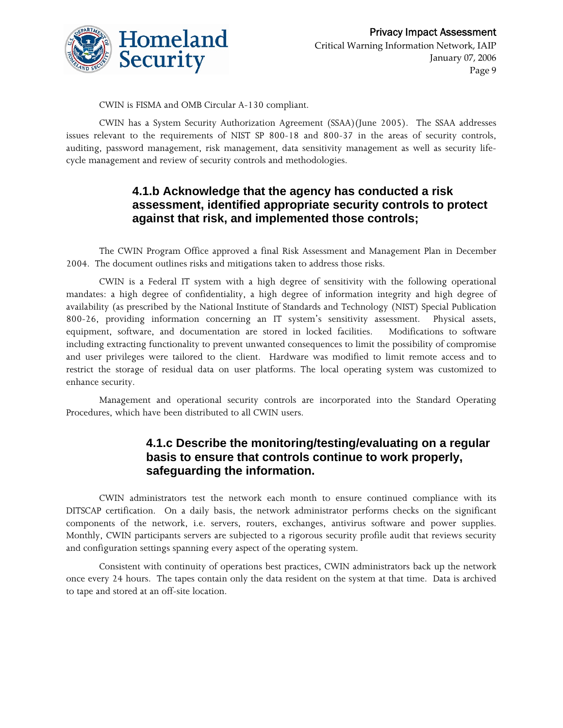CWIN is FISMA and OMB Circular A-130 compliant.

CWIN has a System Security Authorization Agreement (SSAA)(June 2005). The SSAA addresses issues relevant to the requirements of NIST SP 800-18 and 800-37 in the areas of security controls, auditing, password management, risk management, data sensitivity management as well as security life-cycle management and review of security controls and methodologies.

### 4.1.b Acknowledge that the agency has conducted a risk assessment, identified appropriate security controls to protect against that risk, and implemented those controls;

The CWIN Program Office approved a final Risk Assessment and Management Plan in December 2004. The document outlines risks and mitigations taken to address those risks.

CWIN is a Federal IT system with a high degree of sensitivity with the following operational mandates: a high degree of confidentiality, a high degree of information integrity and high degree of availability (as prescribed by the National Institute of Standards and Technology (NIST) Special Publication 800-26, providing information concerning an IT system's sensitivity assessment. Physical assets, equipment, software, and documentation are stored in locked facilities. Modifications to software including extracting functionality to prevent unwanted consequences to limit the possibility of compromise and user privileges were tailored to the client. Hardware was modified to limit remote access and to restrict the storage of residual data on user platforms. The local operating system was customized to enhance security.

Management and operational security controls are incorporated into the Standard Operating Procedures, which have been distributed to all CWIN users.

### 4.1.c Describe the monitoring/testing/evaluating on a regular basis to ensure that controls continue to work properly, safeguarding the information.

CWIN administrators test the network each month to ensure continued compliance with its DITSCAP certification. On a daily basis, the network administrator performs checks on the significant components of the network, i.e. servers, routers, exchanges, antivirus software and power supplies. Monthly, CWIN participants servers are subjected to a rigorous security profile audit that reviews security and configuration settings spanning every aspect of the operating system.

Consistent with continuity of operations best practices, CWIN administrators back up the network once every 24 hours. The tapes contain only the data resident on the system at that time. Data is archived to tape and stored at an off-site location.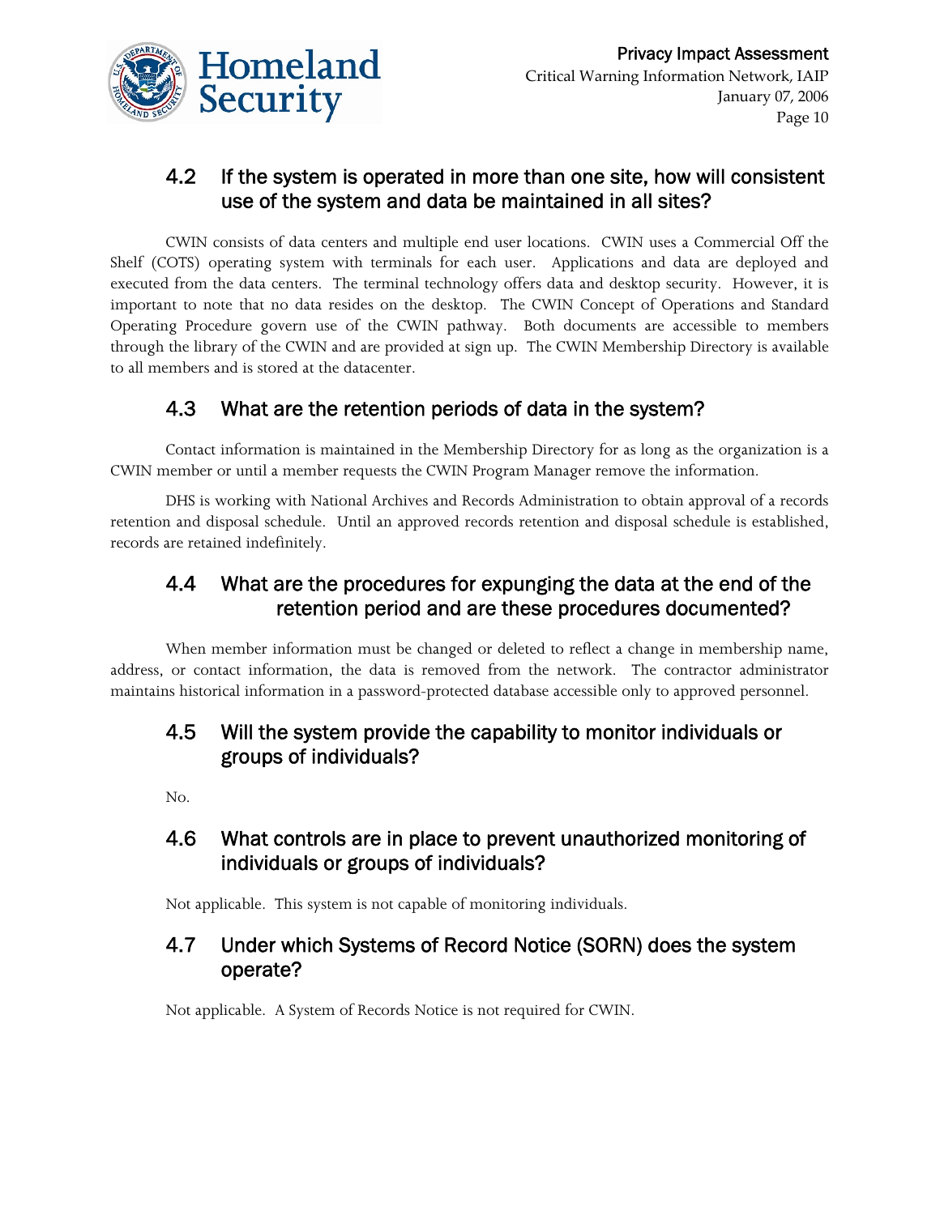## 4.2 If the system is operated in more than one site, how will consistent use of the system and data be maintained in all sites?

CWIN consists of data centers and multiple end user locations. CWIN uses a Commercial Off the Shelf (COTS) operating system with terminals for each user. Applications and data are deployed and executed from the data centers. The terminal technology offers data and desktop security. However, it is important to note that no data resides on the desktop. The CWIN Concept of Operations and Standard Operating Procedure govern use of the CWIN pathway. Both documents are accessible to members through the library of the CWIN and are provided at sign up. The CWIN Membership Directory is available to all members and is stored at the datacenter.

## 4.3 What are the retention periods of data in the system?

Contact information is maintained in the Membership Directory for as long as the organization is a CWIN member or until a member requests the CWIN Program Manager remove the information.

DHS is working with National Archives and Records Administration to obtain approval of a records retention and disposal schedule. Until an approved records retention and disposal schedule is established, records are retained indefinitely.

## 4.4 What are the procedures for expunging the data at the end of the retention period and are these procedures documented?

When member information must be changed or deleted to reflect a change in membership name, address, or contact information, the data is removed from the network. The contractor administrator maintains historical information in a password-protected database accessible only to approved personnel.

## 4.5 Will the system provide the capability to monitor individuals or groups of individuals?

No.

## 4.6 What controls are in place to prevent unauthorized monitoring of individuals or groups of individuals?

Not applicable. This system is not capable of monitoring individuals.

## 4.7 Under which Systems of Record Notice (SORN) does the system operate?

Not applicable. A System of Records Notice is not required for CWIN.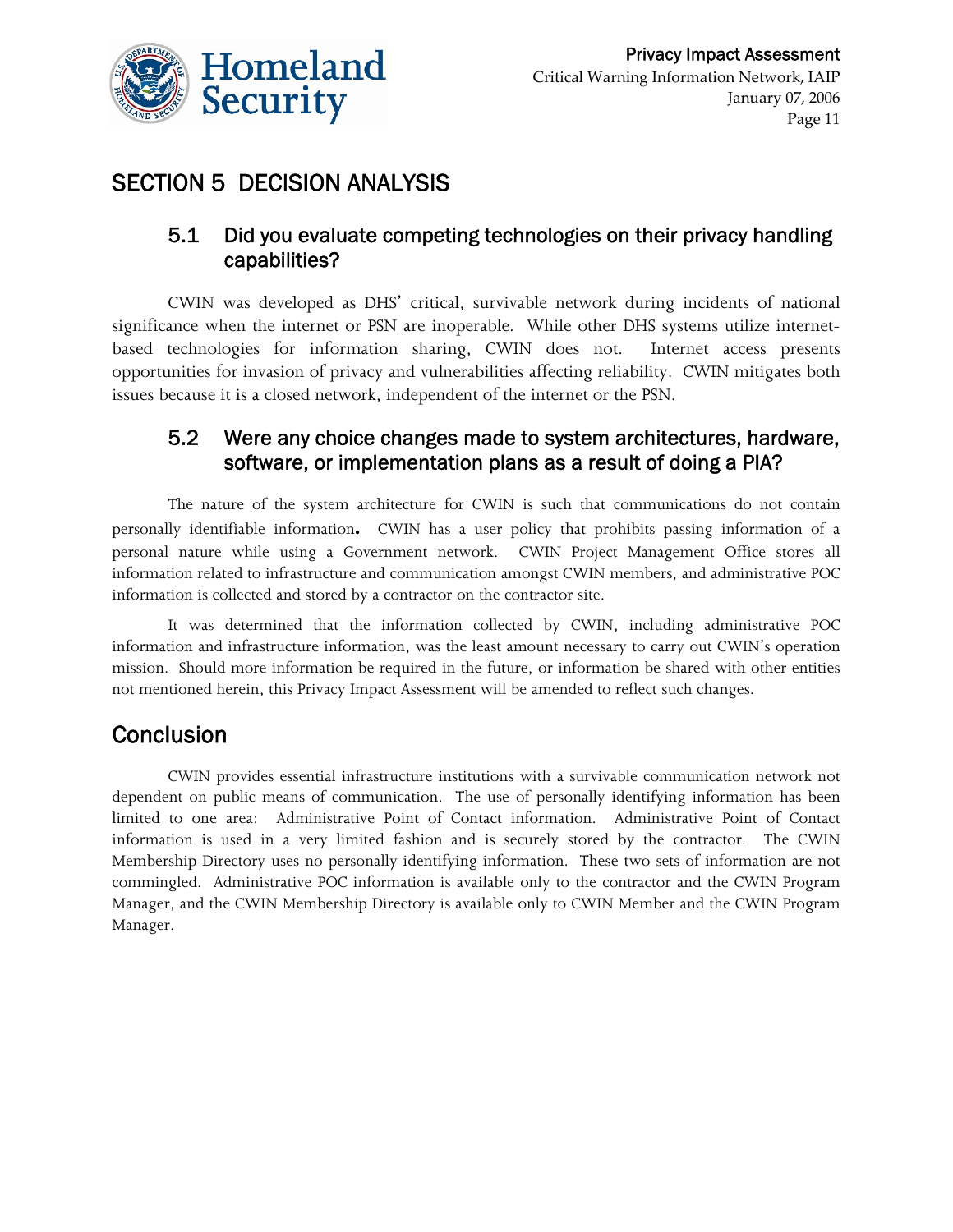# SECTION 5 DECISION ANALYSIS

## 5.1 Did you evaluate competing technologies on their privacy handling capabilities?

CWIN was developed as DHS' critical, survivable network during incidents of national significance when the internet or PSN are inoperable. While other DHS systems utilize internet-based technologies for information sharing, CWIN does not. Internet access presents opportunities for invasion of privacy and vulnerabilities affecting reliability. CWIN mitigates both issues because it is a closed network, independent of the internet or the PSN.

## 5.2 Were any choice changes made to system architectures, hardware, software, or implementation plans as a result of doing a PIA?

The nature of the system architecture for CWIN is such that communications do not contain personally identifiable information**.** CWIN has a user policy that prohibits passing information of a personal nature while using a Government network. CWIN Project Management Office stores all information related to infrastructure and communication amongst CWIN members, and administrative POC information is collected and stored by a contractor on the contractor site.

It was determined that the information collected by CWIN, including administrative POC information and infrastructure information, was the least amount necessary to carry out CWIN's operation mission. Should more information be required in the future, or information be shared with other entities not mentioned herein, this Privacy Impact Assessment will be amended to reflect such changes.

# Conclusion

CWIN provides essential infrastructure institutions with a survivable communication network not dependent on public means of communication. The use of personally identifying information has been limited to one area: Administrative Point of Contact information. Administrative Point of Contact information is used in a very limited fashion and is securely stored by the contractor. The CWIN Membership Directory uses no personally identifying information. These two sets of information are not commingled. Administrative POC information is available only to the contractor and the CWIN Program Manager, and the CWIN Membership Directory is available only to CWIN Member and the CWIN Program Manager.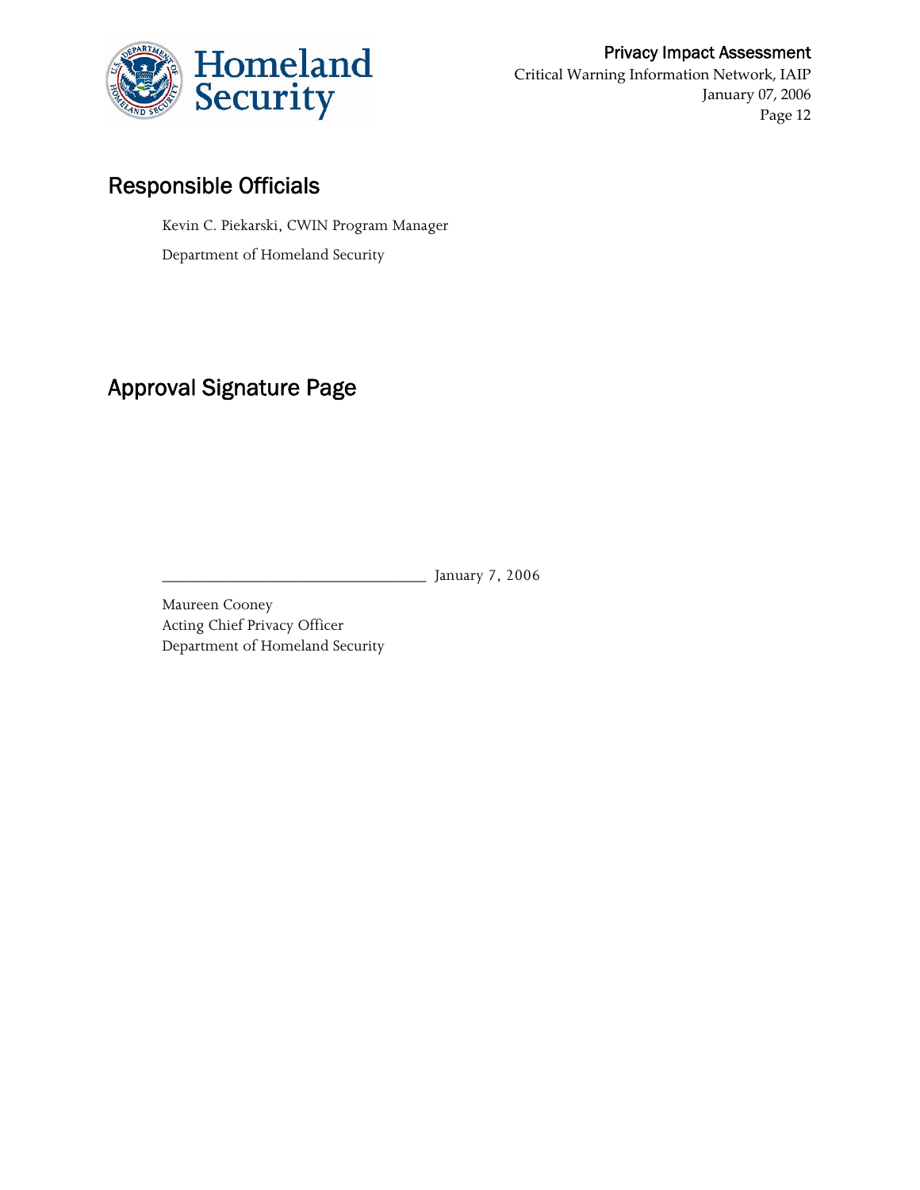## Responsible Officials

Kevin C. Piekarski, CWIN Program Manager

Department of Homeland Security

## Approval Signature Page

________________________________ January 7, 2006

Maureen Cooney
Acting Chief Privacy Officer
Department of Homeland Security